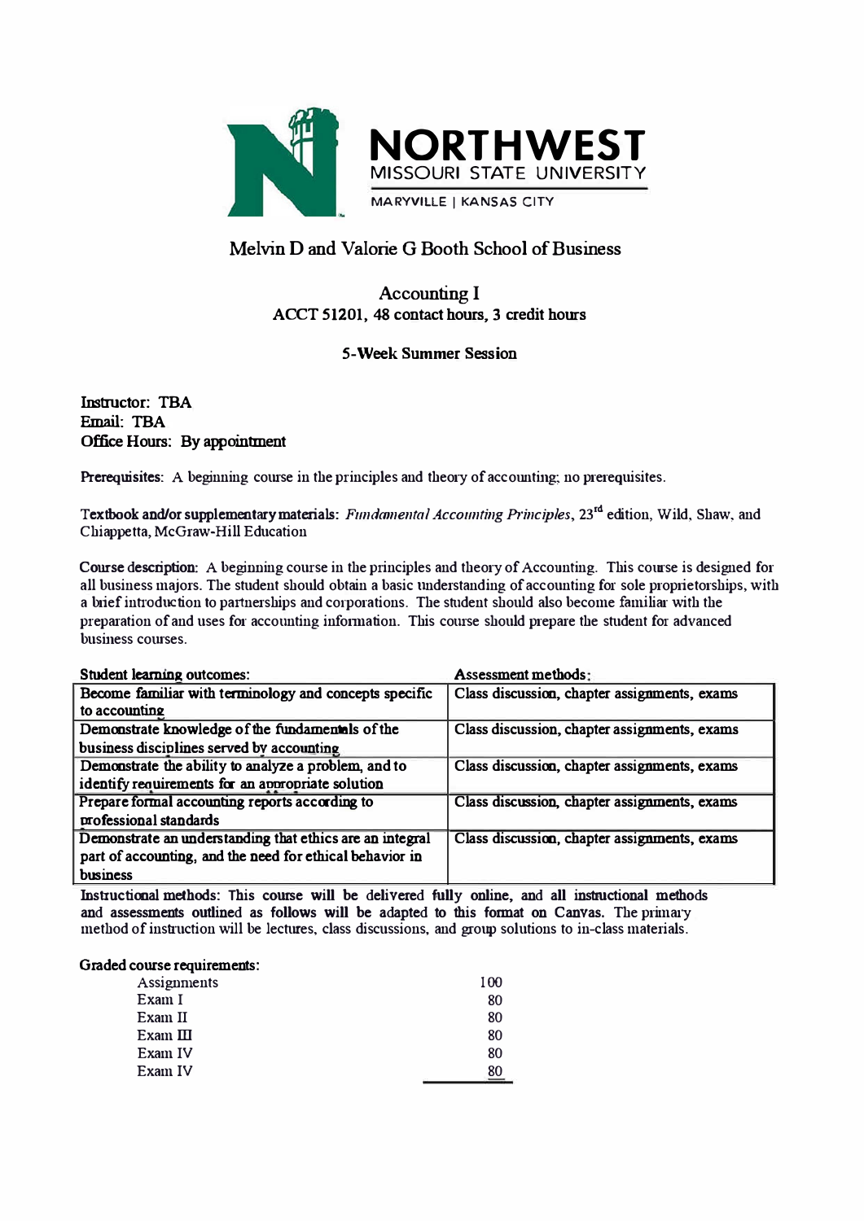NORTHWEST
MISSOURI STATE UNIVERSITY
MARYVILLE | KANSAS CITY

# Melvin D and Valorie G Booth School of Business

## Accounting I
**ACCT 51201, 48 contact hours, 3 credit hours**

**5-Week Summer Session**

**Instructor: TBA**
**Email: TBA**
**Office Hours: By appointment**

**Prerequisites:** A beginning course in the principles and theory of accounting; no prerequisites.

**Textbook and/or supplementary materials:** *Fundamental Accounting Principles*, 23rd edition, Wild, Shaw, and Chiappetta, McGraw-Hill Education

**Course description:** A beginning course in the principles and theory of Accounting. This course is designed for all business majors. The student should obtain a basic understanding of accounting for sole proprietorships, with a brief introduction to partnerships and corporations. The student should also become familiar with the preparation of and uses for accounting information. This course should prepare the student for advanced business courses.

| Student learning outcomes: | Assessment methods: |
|---|---|
| Become familiar with terminology and concepts specific to accounting | Class discussion, chapter assignments, exams |
| Demonstrate knowledge of the fundamentals of the business disciplines served by accounting | Class discussion, chapter assignments, exams |
| Demonstrate the ability to analyze a problem, and to identify requirements for an appropriate solution | Class discussion, chapter assignments, exams |
| Prepare formal accounting reports according to professional standards | Class discussion, chapter assignments, exams |
| Demonstrate an understanding that ethics are an integral part of accounting, and the need for ethical behavior in business | Class discussion, chapter assignments, exams |

**Instructional methods: This course will be delivered fully online, and all instructional methods and assessments outlined as follows will be adapted to this format on Canvas.** The primary method of instruction will be lectures, class discussions, and group solutions to in-class materials.

**Graded course requirements:**

| | |
|---|---|
| Assignments | 100 |
| Exam I | 80 |
| Exam II | 80 |
| Exam III | 80 |
| Exam IV | 80 |
| Exam IV | 80 |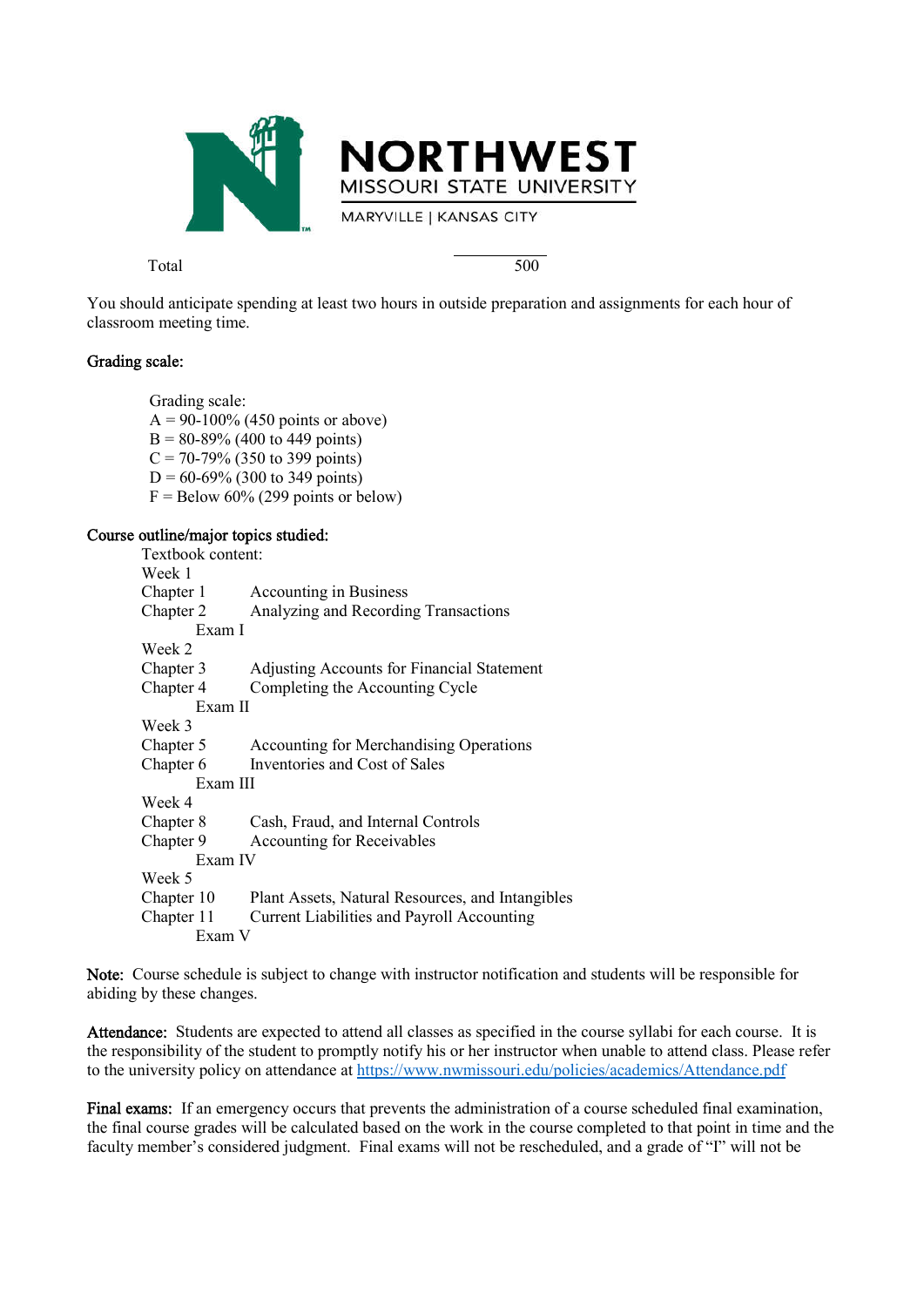| Total | 500 |
|---|---|

You should anticipate spending at least two hours in outside preparation and assignments for each hour of classroom meeting time.

**Grading scale:**

Grading scale:
A = 90-100% (450 points or above)
B = 80-89% (400 to 449 points)
C = 70-79% (350 to 399 points)
D = 60-69% (300 to 349 points)
F = Below 60% (299 points or below)

**Course outline/major topics studied:**

Textbook content:

Week 1
Chapter 1 Accounting in Business
Chapter 2 Analyzing and Recording Transactions
Exam I

Week 2
Chapter 3 Adjusting Accounts for Financial Statement
Chapter 4 Completing the Accounting Cycle
Exam II

Week 3
Chapter 5 Accounting for Merchandising Operations
Chapter 6 Inventories and Cost of Sales
Exam III

Week 4
Chapter 8 Cash, Fraud, and Internal Controls
Chapter 9 Accounting for Receivables
Exam IV

Week 5
Chapter 10 Plant Assets, Natural Resources, and Intangibles
Chapter 11 Current Liabilities and Payroll Accounting
Exam V

**Note:** Course schedule is subject to change with instructor notification and students will be responsible for abiding by these changes.

**Attendance:** Students are expected to attend all classes as specified in the course syllabi for each course. It is the responsibility of the student to promptly notify his or her instructor when unable to attend class. Please refer to the university policy on attendance at https://www.nwmissouri.edu/policies/academics/Attendance.pdf

**Final exams:** If an emergency occurs that prevents the administration of a course scheduled final examination, the final course grades will be calculated based on the work in the course completed to that point in time and the faculty member's considered judgment. Final exams will not be rescheduled, and a grade of "I" will not be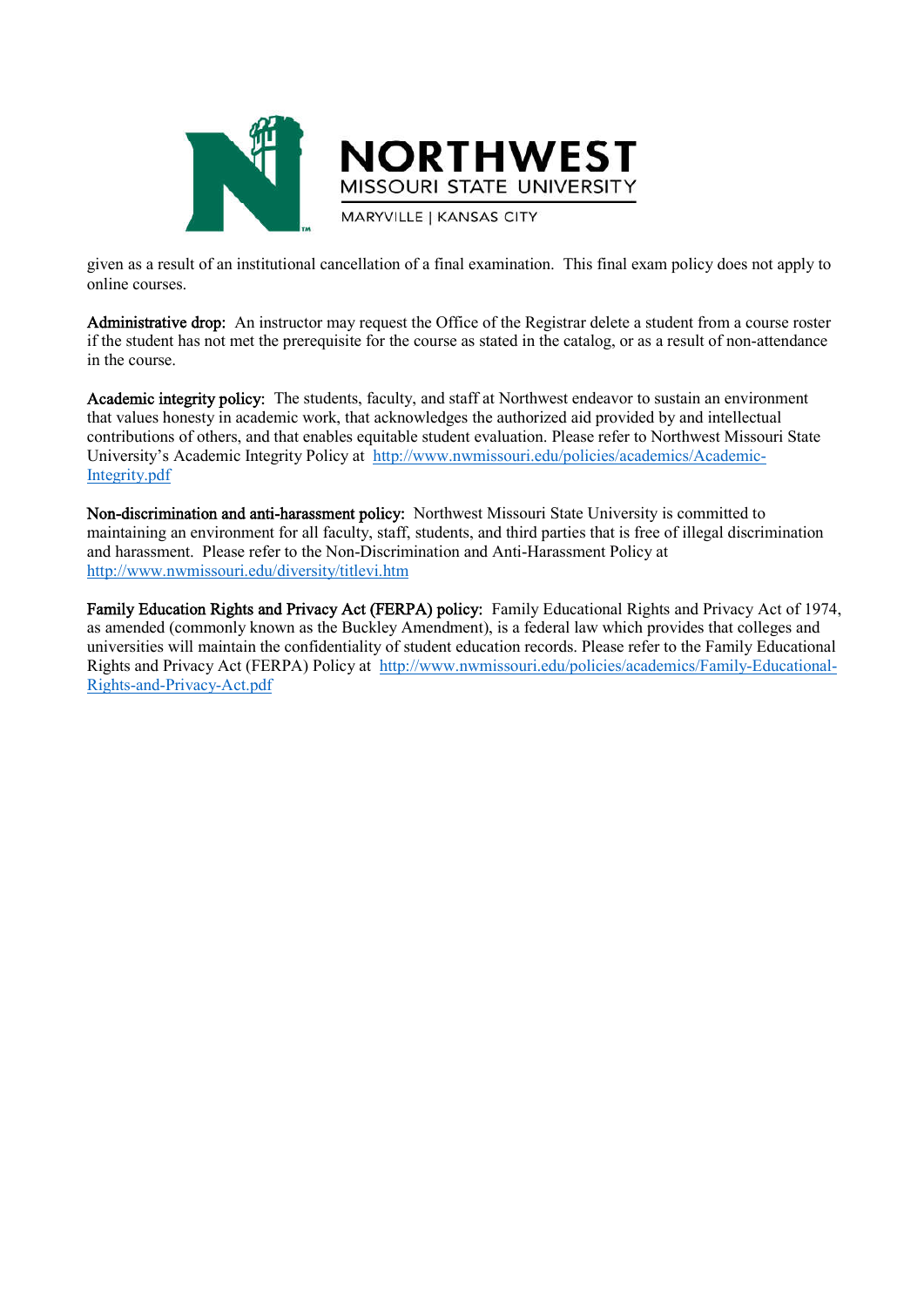given as a result of an institutional cancellation of a final examination. This final exam policy does not apply to online courses.

**Administrative drop:** An instructor may request the Office of the Registrar delete a student from a course roster if the student has not met the prerequisite for the course as stated in the catalog, or as a result of non-attendance in the course.

**Academic integrity policy:** The students, faculty, and staff at Northwest endeavor to sustain an environment that values honesty in academic work, that acknowledges the authorized aid provided by and intellectual contributions of others, and that enables equitable student evaluation. Please refer to Northwest Missouri State University's Academic Integrity Policy at [http://www.nwmissouri.edu/policies/academics/Academic-Integrity.pdf](http://www.nwmissouri.edu/policies/academics/Academic-Integrity.pdf)

**Non-discrimination and anti-harassment policy:** Northwest Missouri State University is committed to maintaining an environment for all faculty, staff, students, and third parties that is free of illegal discrimination and harassment. Please refer to the Non-Discrimination and Anti-Harassment Policy at [http://www.nwmissouri.edu/diversity/titlevi.htm](http://www.nwmissouri.edu/diversity/titlevi.htm)

**Family Education Rights and Privacy Act (FERPA) policy:** Family Educational Rights and Privacy Act of 1974, as amended (commonly known as the Buckley Amendment), is a federal law which provides that colleges and universities will maintain the confidentiality of student education records. Please refer to the Family Educational Rights and Privacy Act (FERPA) Policy at [http://www.nwmissouri.edu/policies/academics/Family-Educational-Rights-and-Privacy-Act.pdf](http://www.nwmissouri.edu/policies/academics/Family-Educational-Rights-and-Privacy-Act.pdf)